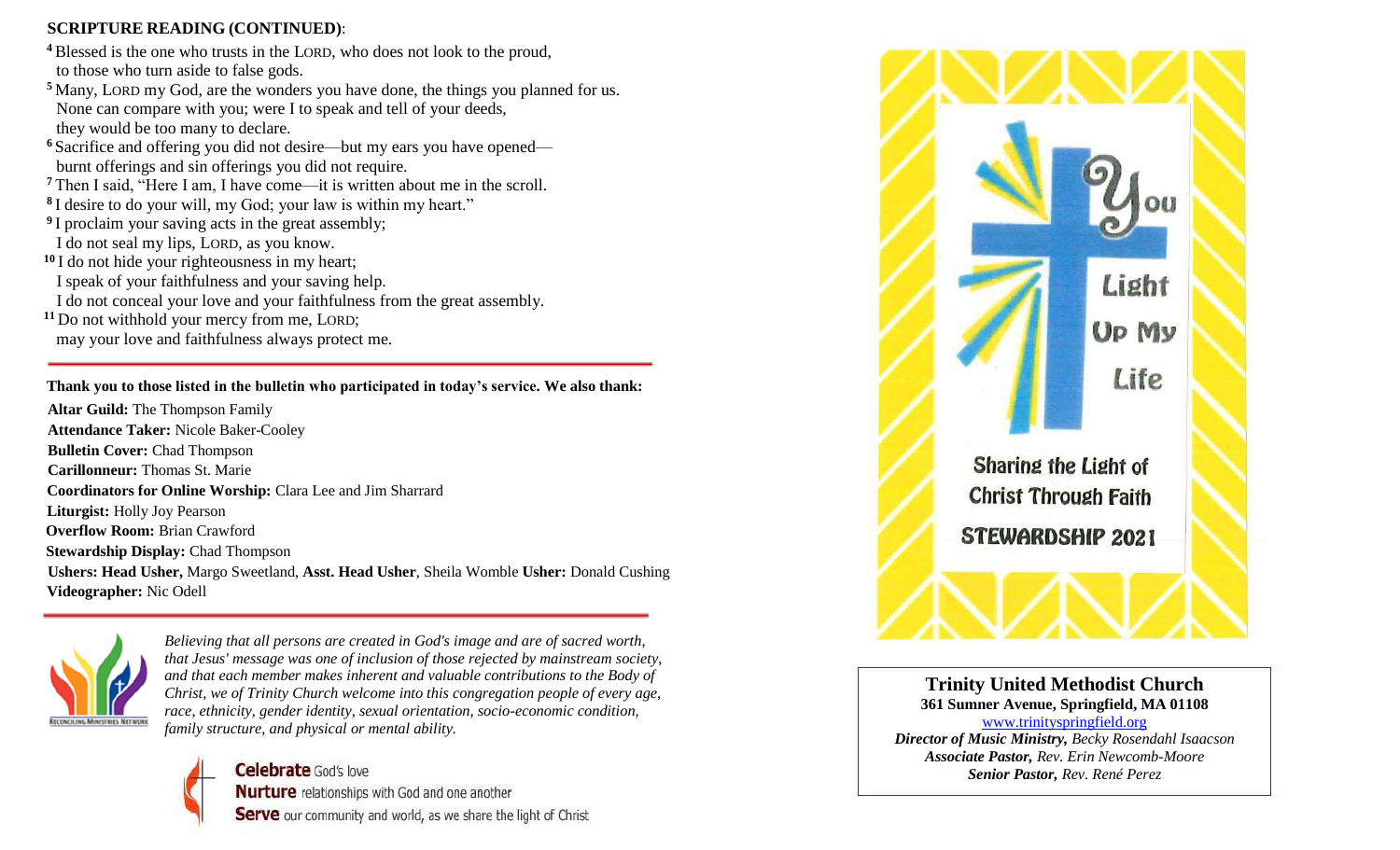**SCRIPTURE READING (CONTINUED)**:

[4] Blessed is the one who trusts in the LORD, who does not look to the proud,
to those who turn aside to false gods.
[5] Many, LORD my God, are the wonders you have done, the things you planned for us.
None can compare with you; were I to speak and tell of your deeds,
they would be too many to declare.
[6] Sacrifice and offering you did not desire—but my ears you have opened—
burnt offerings and sin offerings you did not require.
[7] Then I said, "Here I am, I have come—it is written about me in the scroll.
[8] I desire to do your will, my God; your law is within my heart."
[9] I proclaim your saving acts in the great assembly;
I do not seal my lips, LORD, as you know.
[10] I do not hide your righteousness in my heart;
I speak of your faithfulness and your saving help.
I do not conceal your love and your faithfulness from the great assembly.
[11] Do not withhold your mercy from me, LORD;
may your love and faithfulness always protect me.

---

**Thank you to those listed in the bulletin who participated in today's service. We also thank:**

**Altar Guild:** The Thompson Family
**Attendance Taker:** Nicole Baker-Cooley
**Bulletin Cover:** Chad Thompson
**Carillonneur:** Thomas St. Marie
**Coordinators for Online Worship:** Clara Lee and Jim Sharrard
**Liturgist:** Holly Joy Pearson
**Overflow Room:** Brian Crawford
**Stewardship Display:** Chad Thompson
**Ushers: Head Usher,** Margo Sweetland, **Asst. Head Usher**, Sheila Womble **Usher:** Donald Cushing
**Videographer:** Nic Odell

---

RECONCILING MINISTRIES NETWORK

*Believing that all persons are created in God's image and are of sacred worth, that Jesus' message was one of inclusion of those rejected by mainstream society, and that each member makes inherent and valuable contributions to the Body of Christ, we of Trinity Church welcome into this congregation people of every age, race, ethnicity, gender identity, sexual orientation, socio-economic condition, family structure, and physical or mental ability.*

**Celebrate** God's love
**Nurture** relationships with God and one another
**Serve** our community and world, as we share the light of Christ

You Light Up My Life

Sharing the Light of Christ Through Faith

STEWARDSHIP 2021

**Trinity United Methodist Church**
**361 Sumner Avenue, Springfield, MA 01108**
www.trinityspringfield.org
***Director of Music Ministry,*** *Becky Rosendahl Isaacson*
***Associate Pastor,*** *Rev. Erin Newcomb-Moore*
***Senior Pastor,*** *Rev. René Perez*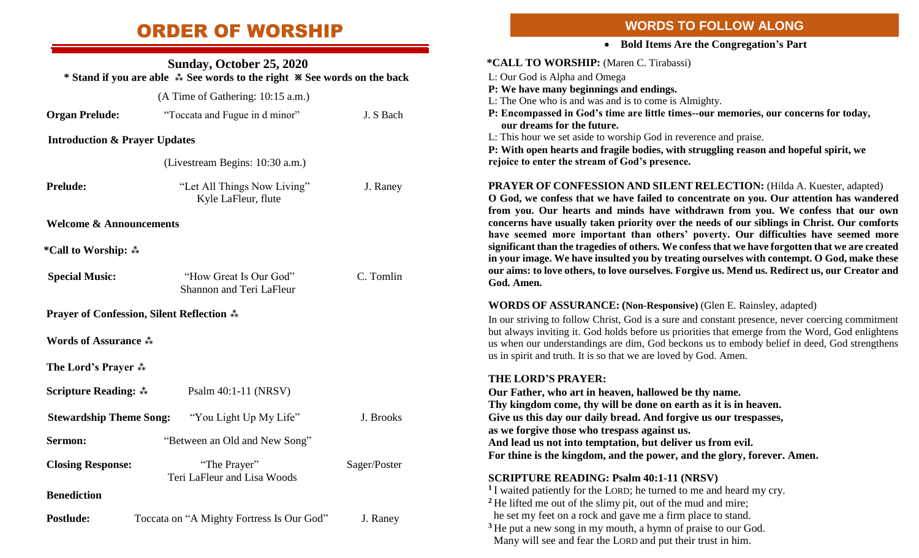# ORDER OF WORSHIP

**Sunday, October 25, 2020**

**\* Stand if you are able ⁂ See words to the right ※ See words on the back**

(A Time of Gathering: 10:15 a.m.)

| | | |
|---|---|---|
| **Organ Prelude:** | "Toccata and Fugue in d minor" | J. S Bach |

**Introduction & Prayer Updates**

(Livestream Begins: 10:30 a.m.)

| | | |
|---|---|---|
| **Prelude:** | "Let All Things Now Living" Kyle LaFleur, flute | J. Raney |

**Welcome & Announcements**

**\*Call to Worship:** ⁂

| | | |
|---|---|---|
| **Special Music:** | "How Great Is Our God" Shannon and Teri LaFleur | C. Tomlin |

**Prayer of Confession, Silent Reflection** ⁂

**Words of Assurance** ⁂

**The Lord's Prayer** ⁂

| | | |
|---|---|---|
| **Scripture Reading:** ⁂ | Psalm 40:1-11 (NRSV) | |
| **Stewardship Theme Song:** | "You Light Up My Life" | J. Brooks |
| **Sermon:** | "Between an Old and New Song" | |
| **Closing Response:** | "The Prayer" Teri LaFleur and Lisa Woods | Sager/Poster |

**Benediction**

| | | |
|---|---|---|
| **Postlude:** | Toccata on "A Mighty Fortress Is Our God" | J. Raney |

## WORDS TO FOLLOW ALONG

- **Bold Items Are the Congregation's Part**

**\*CALL TO WORSHIP:** (Maren C. Tirabassi)

L: Our God is Alpha and Omega
**P: We have many beginnings and endings.**
L: The One who is and was and is to come is Almighty.
**P: Encompassed in God's time are little times--our memories, our concerns for today, our dreams for the future.**
L: This hour we set aside to worship God in reverence and praise.
**P: With open hearts and fragile bodies, with struggling reason and hopeful spirit, we rejoice to enter the stream of God's presence.**

**PRAYER OF CONFESSION AND SILENT RELECTION:** (Hilda A. Kuester, adapted)
**O God, we confess that we have failed to concentrate on you. Our attention has wandered from you. Our hearts and minds have withdrawn from you. We confess that our own concerns have usually taken priority over the needs of our siblings in Christ. Our comforts have seemed more important than others' poverty. Our difficulties have seemed more significant than the tragedies of others. We confess that we have forgotten that we are created in your image. We have insulted you by treating ourselves with contempt. O God, make these our aims: to love others, to love ourselves. Forgive us. Mend us. Redirect us, our Creator and God. Amen.**

**WORDS OF ASSURANCE: (Non-Responsive)** (Glen E. Rainsley, adapted)
In our striving to follow Christ, God is a sure and constant presence, never coercing commitment but always inviting it. God holds before us priorities that emerge from the Word, God enlightens us when our understandings are dim, God beckons us to embody belief in deed, God strengthens us in spirit and truth. It is so that we are loved by God. Amen.

**THE LORD'S PRAYER:**
**Our Father, who art in heaven, hallowed be thy name.**
**Thy kingdom come, thy will be done on earth as it is in heaven.**
**Give us this day our daily bread. And forgive us our trespasses,**
**as we forgive those who trespass against us.**
**And lead us not into temptation, but deliver us from evil.**
**For thine is the kingdom, and the power, and the glory, forever. Amen.**

**SCRIPTURE READING: Psalm 40:1-11 (NRSV)**
1 I waited patiently for the LORD; he turned to me and heard my cry.
2 He lifted me out of the slimy pit, out of the mud and mire;
he set my feet on a rock and gave me a firm place to stand.
3 He put a new song in my mouth, a hymn of praise to our God.
Many will see and fear the LORD and put their trust in him.